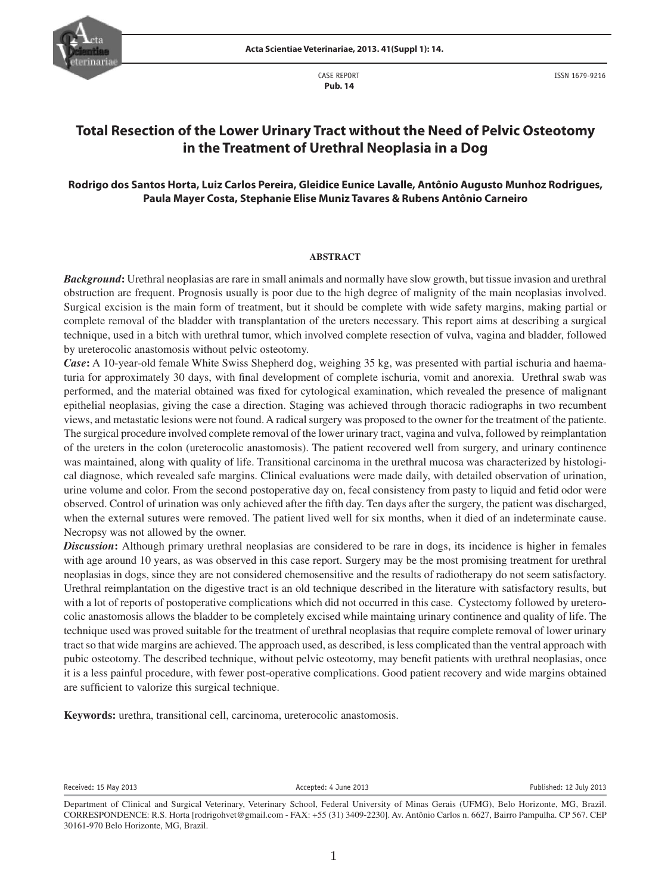CASE REPORT
**Pub. 14**

ISSN 1679-9216

# Total Resection of the Lower Urinary Tract without the Need of Pelvic Osteotomy in the Treatment of Urethral Neoplasia in a Dog

**Rodrigo dos Santos Horta, Luiz Carlos Pereira, Gleidice Eunice Lavalle, Antônio Augusto Munhoz Rodrigues, Paula Mayer Costa, Stephanie Elise Muniz Tavares & Rubens Antônio Carneiro**

## ABSTRACT

***Background*:** Urethral neoplasias are rare in small animals and normally have slow growth, but tissue invasion and urethral obstruction are frequent. Prognosis usually is poor due to the high degree of malignity of the main neoplasias involved. Surgical excision is the main form of treatment, but it should be complete with wide safety margins, making partial or complete removal of the bladder with transplantation of the ureters necessary. This report aims at describing a surgical technique, used in a bitch with urethral tumor, which involved complete resection of vulva, vagina and bladder, followed by ureterocolic anastomosis without pelvic osteotomy.

***Case*:** A 10-year-old female White Swiss Shepherd dog, weighing 35 kg, was presented with partial ischuria and haematuria for approximately 30 days, with final development of complete ischuria, vomit and anorexia. Urethral swab was performed, and the material obtained was fixed for cytological examination, which revealed the presence of malignant epithelial neoplasias, giving the case a direction. Staging was achieved through thoracic radiographs in two recumbent views, and metastatic lesions were not found. A radical surgery was proposed to the owner for the treatment of the patiente. The surgical procedure involved complete removal of the lower urinary tract, vagina and vulva, followed by reimplantation of the ureters in the colon (ureterocolic anastomosis). The patient recovered well from surgery, and urinary continence was maintained, along with quality of life. Transitional carcinoma in the urethral mucosa was characterized by histological diagnose, which revealed safe margins. Clinical evaluations were made daily, with detailed observation of urination, urine volume and color. From the second postoperative day on, fecal consistency from pasty to liquid and fetid odor were observed. Control of urination was only achieved after the fifth day. Ten days after the surgery, the patient was discharged, when the external sutures were removed. The patient lived well for six months, when it died of an indeterminate cause. Necropsy was not allowed by the owner.

***Discussion*:** Although primary urethral neoplasias are considered to be rare in dogs, its incidence is higher in females with age around 10 years, as was observed in this case report. Surgery may be the most promising treatment for urethral neoplasias in dogs, since they are not considered chemosensitive and the results of radiotherapy do not seem satisfactory. Urethral reimplantation on the digestive tract is an old technique described in the literature with satisfactory results, but with a lot of reports of postoperative complications which did not occurred in this case. Cystectomy followed by ureterocolic anastomosis allows the bladder to be completely excised while maintaing urinary continence and quality of life. The technique used was proved suitable for the treatment of urethral neoplasias that require complete removal of lower urinary tract so that wide margins are achieved. The approach used, as described, is less complicated than the ventral approach with pubic osteotomy. The described technique, without pelvic osteotomy, may benefit patients with urethral neoplasias, once it is a less painful procedure, with fewer post-operative complications. Good patient recovery and wide margins obtained are sufficient to valorize this surgical technique.

**Keywords:** urethra, transitional cell, carcinoma, ureterocolic anastomosis.

Received: 15 May 2013 Accepted: 4 June 2013 Published: 12 July 2013

Department of Clinical and Surgical Veterinary, Veterinary School, Federal University of Minas Gerais (UFMG), Belo Horizonte, MG, Brazil. CORRESPONDENCE: R.S. Horta [rodrigohvet@gmail.com - FAX: +55 (31) 3409-2230]. Av. Antônio Carlos n. 6627, Bairro Pampulha. CP 567. CEP 30161-970 Belo Horizonte, MG, Brazil.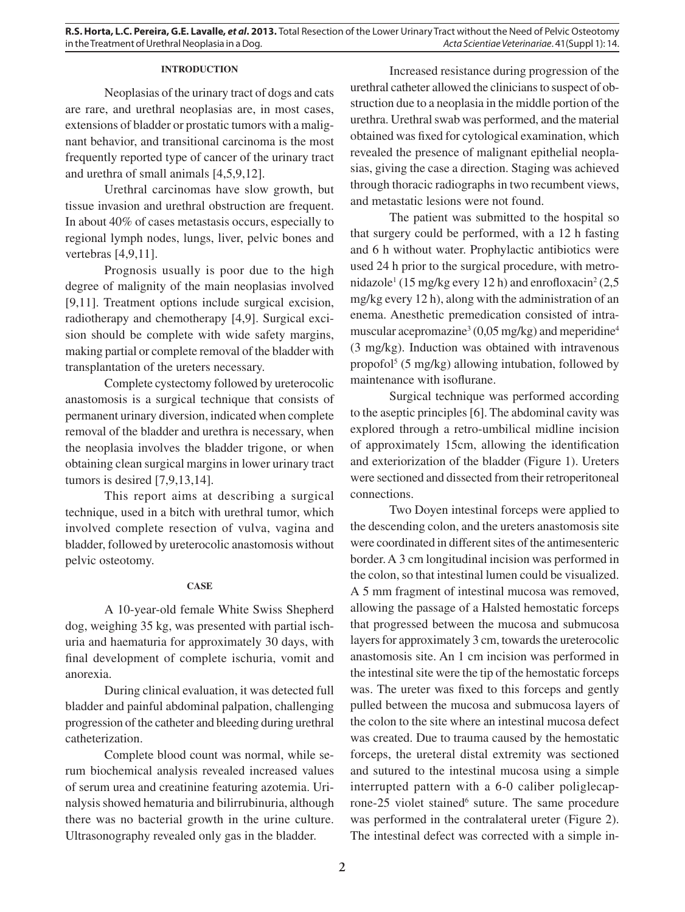## INTRODUCTION

Neoplasias of the urinary tract of dogs and cats are rare, and urethral neoplasias are, in most cases, extensions of bladder or prostatic tumors with a malignant behavior, and transitional carcinoma is the most frequently reported type of cancer of the urinary tract and urethra of small animals [4,5,9,12].

Urethral carcinomas have slow growth, but tissue invasion and urethral obstruction are frequent. In about 40% of cases metastasis occurs, especially to regional lymph nodes, lungs, liver, pelvic bones and vertebras [4,9,11].

Prognosis usually is poor due to the high degree of malignity of the main neoplasias involved [9,11]. Treatment options include surgical excision, radiotherapy and chemotherapy [4,9]. Surgical excision should be complete with wide safety margins, making partial or complete removal of the bladder with transplantation of the ureters necessary.

Complete cystectomy followed by ureterocolic anastomosis is a surgical technique that consists of permanent urinary diversion, indicated when complete removal of the bladder and urethra is necessary, when the neoplasia involves the bladder trigone, or when obtaining clean surgical margins in lower urinary tract tumors is desired [7,9,13,14].

This report aims at describing a surgical technique, used in a bitch with urethral tumor, which involved complete resection of vulva, vagina and bladder, followed by ureterocolic anastomosis without pelvic osteotomy.

## CASE

A 10-year-old female White Swiss Shepherd dog, weighing 35 kg, was presented with partial ischuria and haematuria for approximately 30 days, with final development of complete ischuria, vomit and anorexia.

During clinical evaluation, it was detected full bladder and painful abdominal palpation, challenging progression of the catheter and bleeding during urethral catheterization.

Complete blood count was normal, while serum biochemical analysis revealed increased values of serum urea and creatinine featuring azotemia. Urinalysis showed hematuria and bilirrubinuria, although there was no bacterial growth in the urine culture. Ultrasonography revealed only gas in the bladder.

Increased resistance during progression of the urethral catheter allowed the clinicians to suspect of obstruction due to a neoplasia in the middle portion of the urethra. Urethral swab was performed, and the material obtained was fixed for cytological examination, which revealed the presence of malignant epithelial neoplasias, giving the case a direction. Staging was achieved through thoracic radiographs in two recumbent views, and metastatic lesions were not found.

The patient was submitted to the hospital so that surgery could be performed, with a 12 h fasting and 6 h without water. Prophylactic antibiotics were used 24 h prior to the surgical procedure, with metronidazole[1] (15 mg/kg every 12 h) and enrofloxacin[2] (2,5 mg/kg every 12 h), along with the administration of an enema. Anesthetic premedication consisted of intramuscular acepromazine[3] (0,05 mg/kg) and meperidine[4] (3 mg/kg). Induction was obtained with intravenous propofol[5] (5 mg/kg) allowing intubation, followed by maintenance with isoflurane.

Surgical technique was performed according to the aseptic principles [6]. The abdominal cavity was explored through a retro-umbilical midline incision of approximately 15cm, allowing the identification and exteriorization of the bladder (Figure 1). Ureters were sectioned and dissected from their retroperitoneal connections.

Two Doyen intestinal forceps were applied to the descending colon, and the ureters anastomosis site were coordinated in different sites of the antimesenteric border. A 3 cm longitudinal incision was performed in the colon, so that intestinal lumen could be visualized. A 5 mm fragment of intestinal mucosa was removed, allowing the passage of a Halsted hemostatic forceps that progressed between the mucosa and submucosa layers for approximately 3 cm, towards the ureterocolic anastomosis site. An 1 cm incision was performed in the intestinal site were the tip of the hemostatic forceps was. The ureter was fixed to this forceps and gently pulled between the mucosa and submucosa layers of the colon to the site where an intestinal mucosa defect was created. Due to trauma caused by the hemostatic forceps, the ureteral distal extremity was sectioned and sutured to the intestinal mucosa using a simple interrupted pattern with a 6-0 caliber poliglecaprone-25 violet stained[6] suture. The same procedure was performed in the contralateral ureter (Figure 2). The intestinal defect was corrected with a simple in-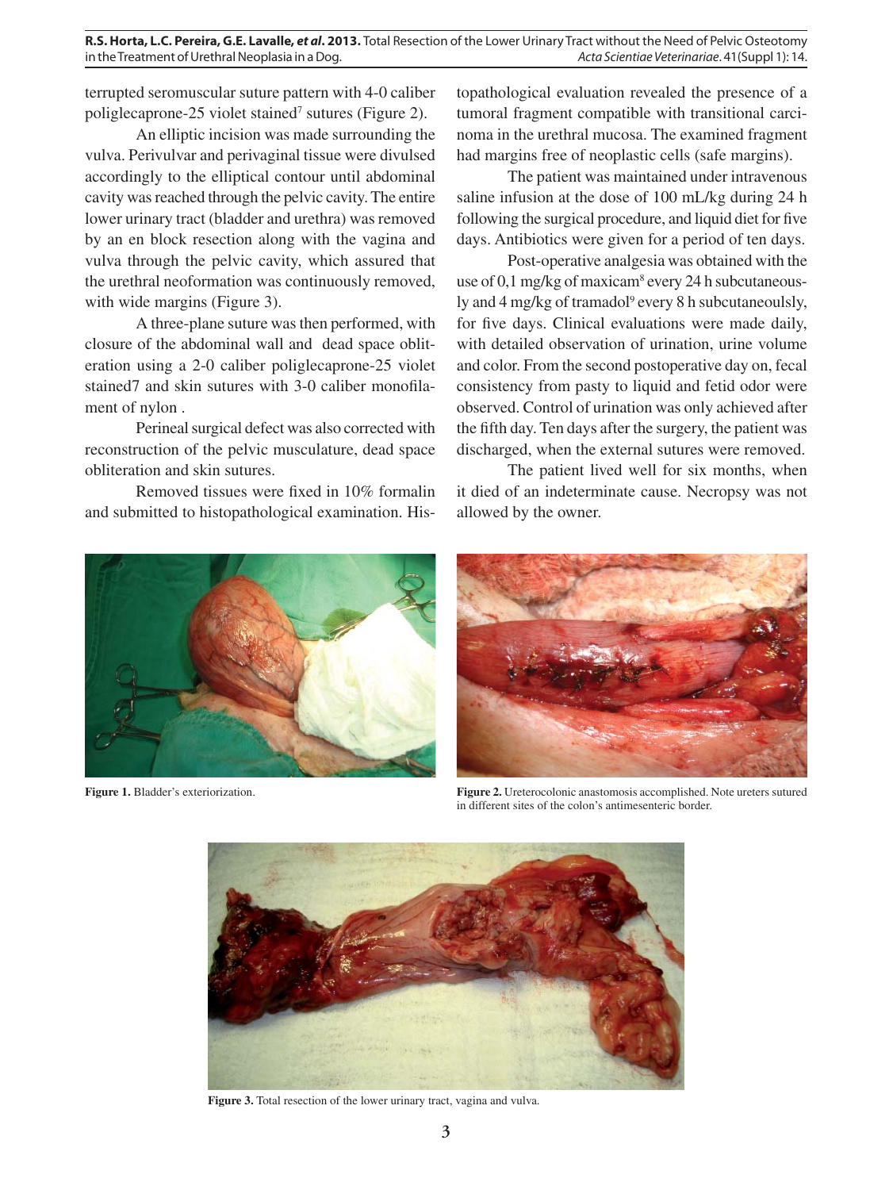terrupted seromuscular suture pattern with 4-0 caliber poliglecaprone-25 violet stained[7] sutures (Figure 2).

An elliptic incision was made surrounding the vulva. Perivulvar and perivaginal tissue were divulsed accordingly to the elliptical contour until abdominal cavity was reached through the pelvic cavity. The entire lower urinary tract (bladder and urethra) was removed by an en block resection along with the vagina and vulva through the pelvic cavity, which assured that the urethral neoformation was continuously removed, with wide margins (Figure 3).

A three-plane suture was then performed, with closure of the abdominal wall and dead space obliteration using a 2-0 caliber poliglecaprone-25 violet stained7 and skin sutures with 3-0 caliber monofilament of nylon .

Perineal surgical defect was also corrected with reconstruction of the pelvic musculature, dead space obliteration and skin sutures.

Removed tissues were fixed in 10% formalin and submitted to histopathological examination. Histopathological evaluation revealed the presence of a tumoral fragment compatible with transitional carcinoma in the urethral mucosa. The examined fragment had margins free of neoplastic cells (safe margins).

The patient was maintained under intravenous saline infusion at the dose of 100 mL/kg during 24 h following the surgical procedure, and liquid diet for five days. Antibiotics were given for a period of ten days.

Post-operative analgesia was obtained with the use of 0,1 mg/kg of maxicam[8] every 24 h subcutaneously and 4 mg/kg of tramadol[9] every 8 h subcutaneoulsly, for five days. Clinical evaluations were made daily, with detailed observation of urination, urine volume and color. From the second postoperative day on, fecal consistency from pasty to liquid and fetid odor were observed. Control of urination was only achieved after the fifth day. Ten days after the surgery, the patient was discharged, when the external sutures were removed.

The patient lived well for six months, when it died of an indeterminate cause. Necropsy was not allowed by the owner.

**Figure 1.** Bladder's exteriorization.

**Figure 2.** Ureterocolonic anastomosis accomplished. Note ureters sutured in different sites of the colon's antimesenteric border.

**Figure 3.** Total resection of the lower urinary tract, vagina and vulva.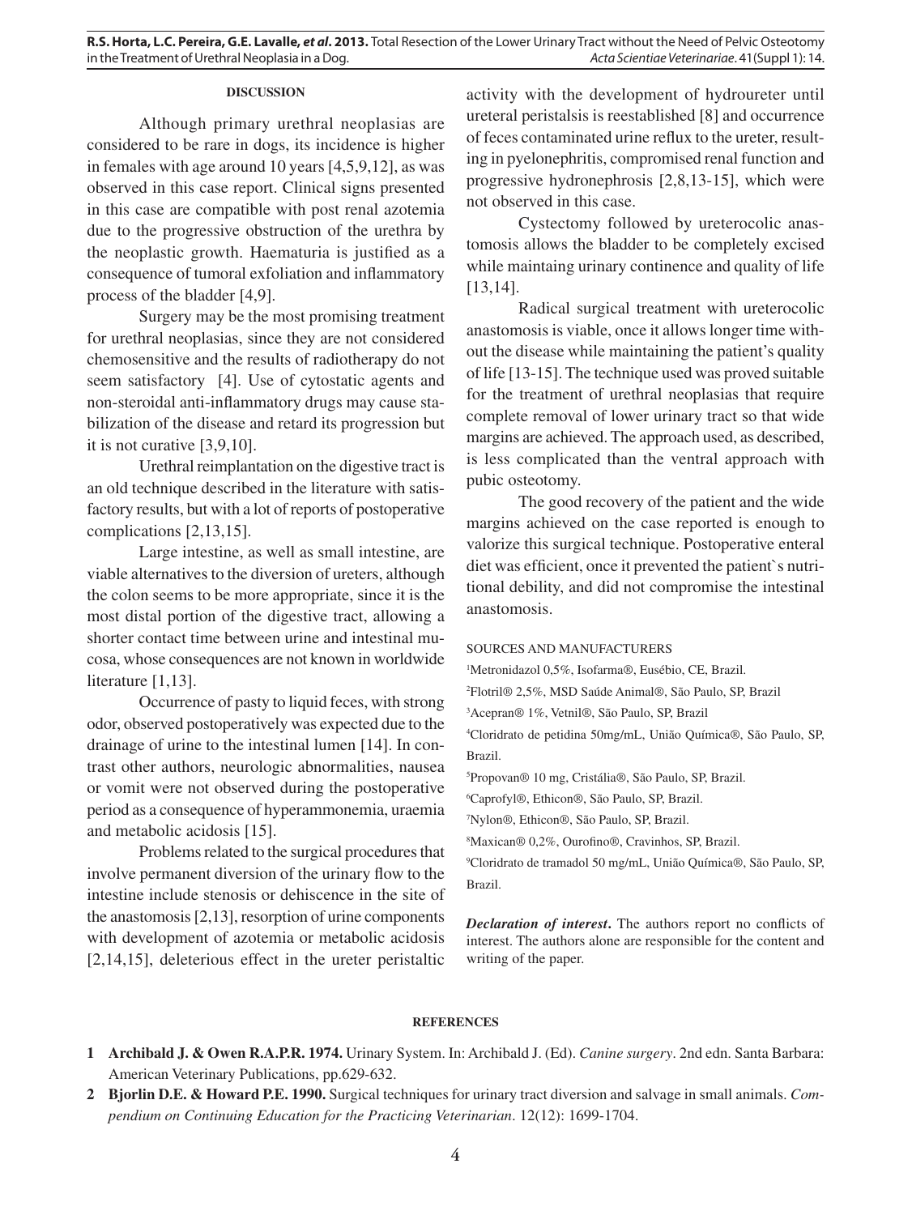## DISCUSSION

Although primary urethral neoplasias are considered to be rare in dogs, its incidence is higher in females with age around 10 years [4,5,9,12], as was observed in this case report. Clinical signs presented in this case are compatible with post renal azotemia due to the progressive obstruction of the urethra by the neoplastic growth. Haematuria is justified as a consequence of tumoral exfoliation and inflammatory process of the bladder [4,9].

Surgery may be the most promising treatment for urethral neoplasias, since they are not considered chemosensitive and the results of radiotherapy do not seem satisfactory [4]. Use of cytostatic agents and non-steroidal anti-inflammatory drugs may cause stabilization of the disease and retard its progression but it is not curative [3,9,10].

Urethral reimplantation on the digestive tract is an old technique described in the literature with satisfactory results, but with a lot of reports of postoperative complications [2,13,15].

Large intestine, as well as small intestine, are viable alternatives to the diversion of ureters, although the colon seems to be more appropriate, since it is the most distal portion of the digestive tract, allowing a shorter contact time between urine and intestinal mucosa, whose consequences are not known in worldwide literature [1,13].

Occurrence of pasty to liquid feces, with strong odor, observed postoperatively was expected due to the drainage of urine to the intestinal lumen [14]. In contrast other authors, neurologic abnormalities, nausea or vomit were not observed during the postoperative period as a consequence of hyperammonemia, uraemia and metabolic acidosis [15].

Problems related to the surgical procedures that involve permanent diversion of the urinary flow to the intestine include stenosis or dehiscence in the site of the anastomosis [2,13], resorption of urine components with development of azotemia or metabolic acidosis [2,14,15], deleterious effect in the ureter peristaltic activity with the development of hydroureter until ureteral peristalsis is reestablished [8] and occurrence of feces contaminated urine reflux to the ureter, resulting in pyelonephritis, compromised renal function and progressive hydronephrosis [2,8,13-15], which were not observed in this case.

Cystectomy followed by ureterocolic anastomosis allows the bladder to be completely excised while maintaing urinary continence and quality of life [13,14].

Radical surgical treatment with ureterocolic anastomosis is viable, once it allows longer time without the disease while maintaining the patient's quality of life [13-15]. The technique used was proved suitable for the treatment of urethral neoplasias that require complete removal of lower urinary tract so that wide margins are achieved. The approach used, as described, is less complicated than the ventral approach with pubic osteotomy.

The good recovery of the patient and the wide margins achieved on the case reported is enough to valorize this surgical technique. Postoperative enteral diet was efficient, once it prevented the patient`s nutritional debility, and did not compromise the intestinal anastomosis.

SOURCES AND MANUFACTURERS

[1]Metronidazol 0,5%, Isofarma®, Eusébio, CE, Brazil.
[2]Flotril® 2,5%, MSD Saúde Animal®, São Paulo, SP, Brazil
[3]Acepran® 1%, Vetnil®, São Paulo, SP, Brazil
[4]Cloridrato de petidina 50mg/mL, União Química®, São Paulo, SP, Brazil.
[5]Propovan® 10 mg, Cristália®, São Paulo, SP, Brazil.
[6]Caprofyl®, Ethicon®, São Paulo, SP, Brazil.
[7]Nylon®, Ethicon®, São Paulo, SP, Brazil.
[8]Maxican® 0,2%, Ourofino®, Cravinhos, SP, Brazil.
[9]Cloridrato de tramadol 50 mg/mL, União Química®, São Paulo, SP, Brazil.

***Declaration of interest*.** The authors report no conflicts of interest. The authors alone are responsible for the content and writing of the paper.

## REFERENCES

**1 Archibald J. & Owen R.A.P.R. 1974.** Urinary System. In: Archibald J. (Ed). *Canine surgery*. 2nd edn. Santa Barbara: American Veterinary Publications, pp.629-632.

**2 Bjorlin D.E. & Howard P.E. 1990.** Surgical techniques for urinary tract diversion and salvage in small animals. *Compendium on Continuing Education for the Practicing Veterinarian*. 12(12): 1699-1704.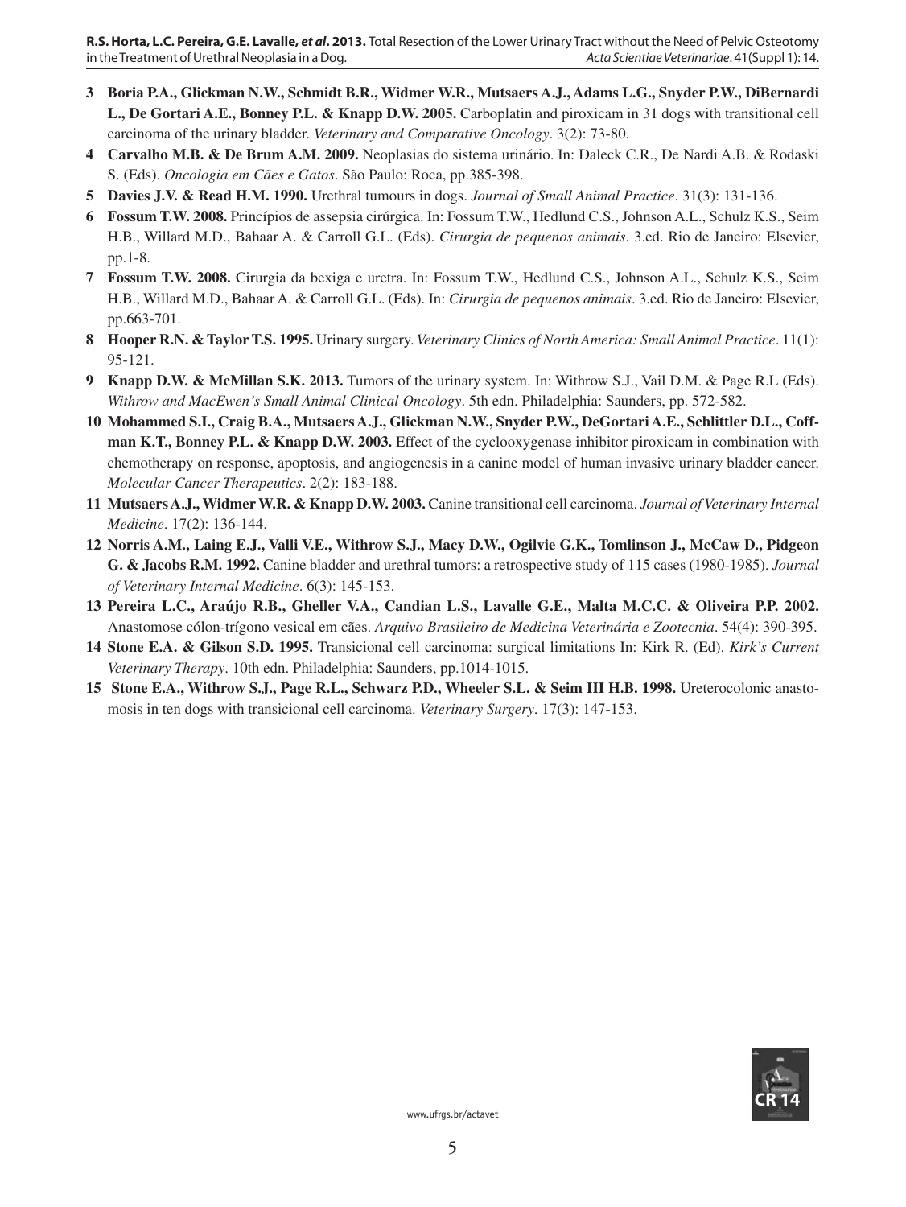3 **Boria P.A., Glickman N.W., Schmidt B.R., Widmer W.R., Mutsaers A.J., Adams L.G., Snyder P.W., DiBernardi L., De Gortari A.E., Bonney P.L. & Knapp D.W. 2005.** Carboplatin and piroxicam in 31 dogs with transitional cell carcinoma of the urinary bladder. *Veterinary and Comparative Oncology*. 3(2): 73-80.

4 **Carvalho M.B. & De Brum A.M. 2009.** Neoplasias do sistema urinário. In: Daleck C.R., De Nardi A.B. & Rodaski S. (Eds). *Oncologia em Cães e Gatos*. São Paulo: Roca, pp.385-398.

5 **Davies J.V. & Read H.M. 1990.** Urethral tumours in dogs. *Journal of Small Animal Practice*. 31(3): 131-136.

6 **Fossum T.W. 2008.** Princípios de assepsia cirúrgica. In: Fossum T.W., Hedlund C.S., Johnson A.L., Schulz K.S., Seim H.B., Willard M.D., Bahaar A. & Carroll G.L. (Eds). *Cirurgia de pequenos animais*. 3.ed. Rio de Janeiro: Elsevier, pp.1-8.

7 **Fossum T.W. 2008.** Cirurgia da bexiga e uretra. In: Fossum T.W., Hedlund C.S., Johnson A.L., Schulz K.S., Seim H.B., Willard M.D., Bahaar A. & Carroll G.L. (Eds). In: *Cirurgia de pequenos animais*. 3.ed. Rio de Janeiro: Elsevier, pp.663-701.

8 **Hooper R.N. & Taylor T.S. 1995.** Urinary surgery. *Veterinary Clinics of North America: Small Animal Practice*. 11(1): 95-121.

9 **Knapp D.W. & McMillan S.K. 2013.** Tumors of the urinary system. In: Withrow S.J., Vail D.M. & Page R.L (Eds). *Withrow and MacEwen's Small Animal Clinical Oncology*. 5th edn. Philadelphia: Saunders, pp. 572-582.

10 **Mohammed S.I., Craig B.A., Mutsaers A.J., Glickman N.W., Snyder P.W., DeGortari A.E., Schlittler D.L., Coffman K.T., Bonney P.L. & Knapp D.W. 2003.** Effect of the cyclooxygenase inhibitor piroxicam in combination with chemotherapy on response, apoptosis, and angiogenesis in a canine model of human invasive urinary bladder cancer. *Molecular Cancer Therapeutics*. 2(2): 183-188.

11 **Mutsaers A.J., Widmer W.R. & Knapp D.W. 2003.** Canine transitional cell carcinoma. *Journal of Veterinary Internal Medicine*. 17(2): 136-144.

12 **Norris A.M., Laing E.J., Valli V.E., Withrow S.J., Macy D.W., Ogilvie G.K., Tomlinson J., McCaw D., Pidgeon G. & Jacobs R.M. 1992.** Canine bladder and urethral tumors: a retrospective study of 115 cases (1980-1985). *Journal of Veterinary Internal Medicine*. 6(3): 145-153.

13 **Pereira L.C., Araújo R.B., Gheller V.A., Candian L.S., Lavalle G.E., Malta M.C.C. & Oliveira P.P. 2002.** Anastomose cólon-trígono vesical em cães. *Arquivo Brasileiro de Medicina Veterinária e Zootecnia*. 54(4): 390-395.

14 **Stone E.A. & Gilson S.D. 1995.** Transicional cell carcinoma: surgical limitations In: Kirk R. (Ed). *Kirk's Current Veterinary Therapy*. 10th edn. Philadelphia: Saunders, pp.1014-1015.

15 **Stone E.A., Withrow S.J., Page R.L., Schwarz P.D., Wheeler S.L. & Seim III H.B. 1998.** Ureterocolonic anastomosis in ten dogs with transicional cell carcinoma. *Veterinary Surgery*. 17(3): 147-153.